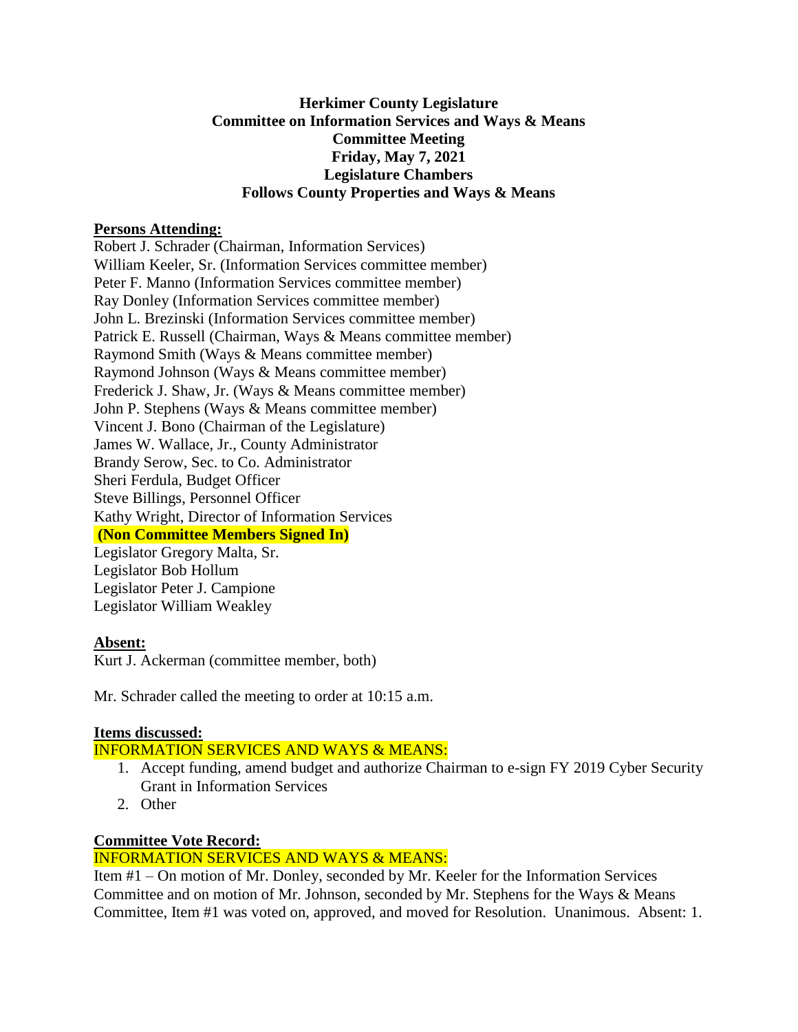**Herkimer County Legislature**
**Committee on Information Services and Ways & Means**
**Committee Meeting**
**Friday, May 7, 2021**
**Legislature Chambers**
**Follows County Properties and Ways & Means**

**Persons Attending:**

Robert J. Schrader (Chairman, Information Services)
William Keeler, Sr. (Information Services committee member)
Peter F. Manno (Information Services committee member)
Ray Donley (Information Services committee member)
John L. Brezinski (Information Services committee member)
Patrick E. Russell (Chairman, Ways & Means committee member)
Raymond Smith (Ways & Means committee member)
Raymond Johnson (Ways & Means committee member)
Frederick J. Shaw, Jr. (Ways & Means committee member)
John P. Stephens (Ways & Means committee member)
Vincent J. Bono (Chairman of the Legislature)
James W. Wallace, Jr., County Administrator
Brandy Serow, Sec. to Co. Administrator
Sheri Ferdula, Budget Officer
Steve Billings, Personnel Officer
Kathy Wright, Director of Information Services

**(Non Committee Members Signed In)**

Legislator Gregory Malta, Sr.
Legislator Bob Hollum
Legislator Peter J. Campione
Legislator William Weakley

**Absent:**

Kurt J. Ackerman (committee member, both)

Mr. Schrader called the meeting to order at 10:15 a.m.

**Items discussed:**

INFORMATION SERVICES AND WAYS & MEANS:

1. Accept funding, amend budget and authorize Chairman to e-sign FY 2019 Cyber Security Grant in Information Services
2. Other

**Committee Vote Record:**

INFORMATION SERVICES AND WAYS & MEANS:

Item #1 – On motion of Mr. Donley, seconded by Mr. Keeler for the Information Services Committee and on motion of Mr. Johnson, seconded by Mr. Stephens for the Ways & Means Committee, Item #1 was voted on, approved, and moved for Resolution. Unanimous. Absent: 1.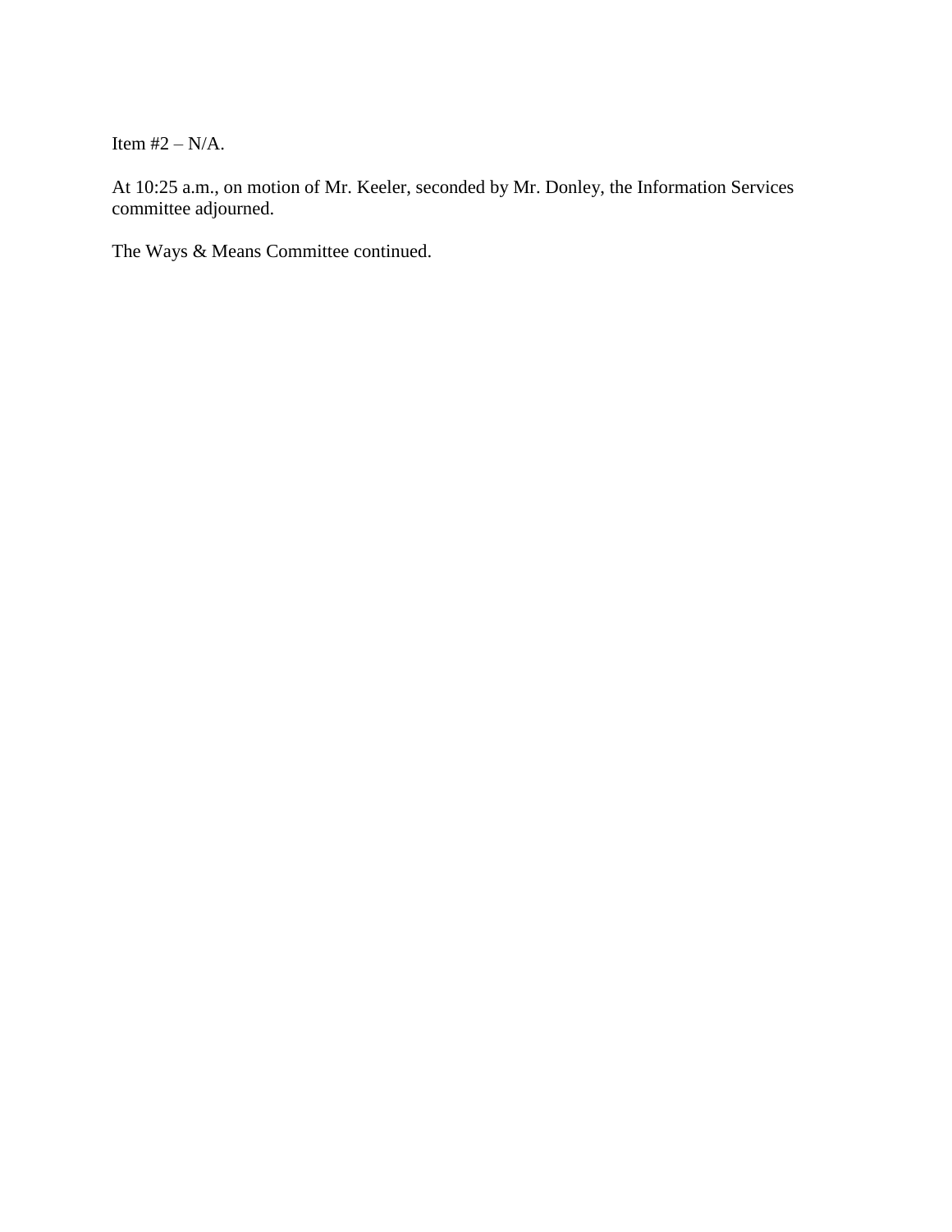Item #2 – N/A.

At 10:25 a.m., on motion of Mr. Keeler, seconded by Mr. Donley, the Information Services committee adjourned.

The Ways & Means Committee continued.